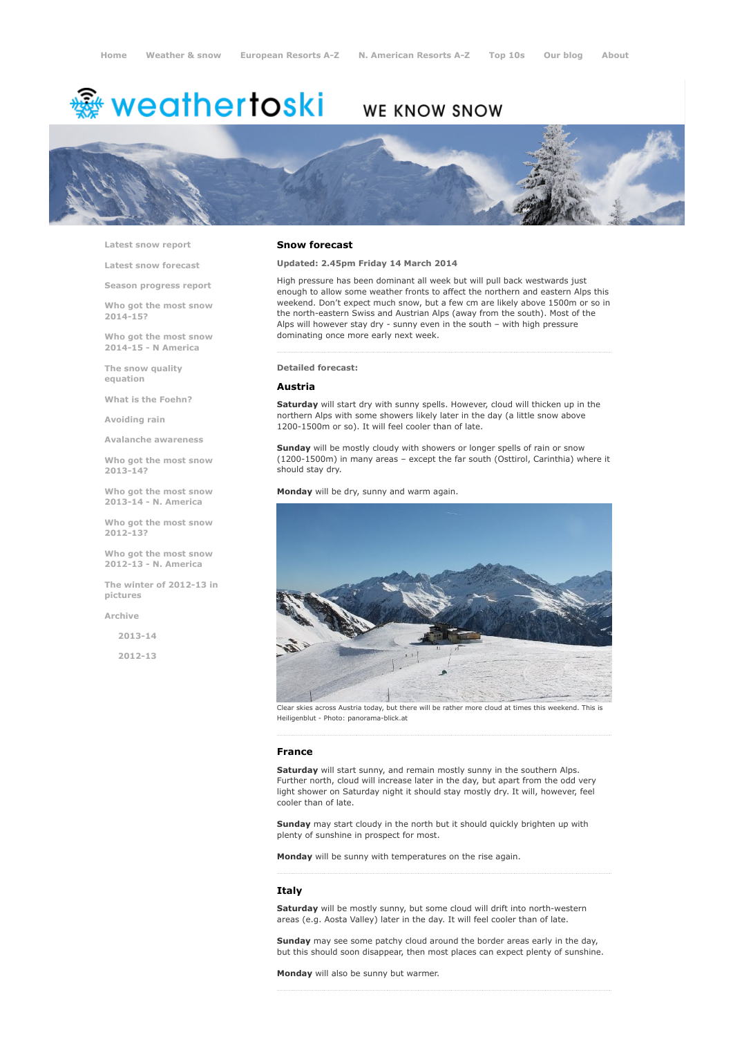Home Weather & snow European Resorts A-Z N. American Resorts A-Z Top 10s Our blog About

weathertoski WE KNOW SNOW

- Latest snow report
- Latest snow forecast
- Season progress report
- Who got the most snow 2014-15?
- Who got the most snow 2014-15 - N America
- The snow quality equation
- What is the Foehn?
- Avoiding rain
- Avalanche awareness
- Who got the most snow 2013-14?
- Who got the most snow 2013-14 - N. America
- Who got the most snow 2012-13?
- Who got the most snow 2012-13 - N. America
- The winter of 2012-13 in pictures
- Archive
  - 2013-14
  - 2012-13

## Snow forecast

**Updated: 2.45pm Friday 14 March 2014**

High pressure has been dominant all week but will pull back westwards just enough to allow some weather fronts to affect the northern and eastern Alps this weekend. Don't expect much snow, but a few cm are likely above 1500m or so in the north-eastern Swiss and Austrian Alps (away from the south). Most of the Alps will however stay dry - sunny even in the south – with high pressure dominating once more early next week.

**Detailed forecast:**

### Austria

**Saturday** will start dry with sunny spells. However, cloud will thicken up in the northern Alps with some showers likely later in the day (a little snow above 1200-1500m or so). It will feel cooler than of late.

**Sunday** will be mostly cloudy with showers or longer spells of rain or snow (1200-1500m) in many areas – except the far south (Osttirol, Carinthia) where it should stay dry.

**Monday** will be dry, sunny and warm again.

Clear skies across Austria today, but there will be rather more cloud at times this weekend. This is Heiligenblut - Photo: panorama-blick.at

### France

**Saturday** will start sunny, and remain mostly sunny in the southern Alps. Further north, cloud will increase later in the day, but apart from the odd very light shower on Saturday night it should stay mostly dry. It will, however, feel cooler than of late.

**Sunday** may start cloudy in the north but it should quickly brighten up with plenty of sunshine in prospect for most.

**Monday** will be sunny with temperatures on the rise again.

### Italy

**Saturday** will be mostly sunny, but some cloud will drift into north-western areas (e.g. Aosta Valley) later in the day. It will feel cooler than of late.

**Sunday** may see some patchy cloud around the border areas early in the day, but this should soon disappear, then most places can expect plenty of sunshine.

**Monday** will also be sunny but warmer.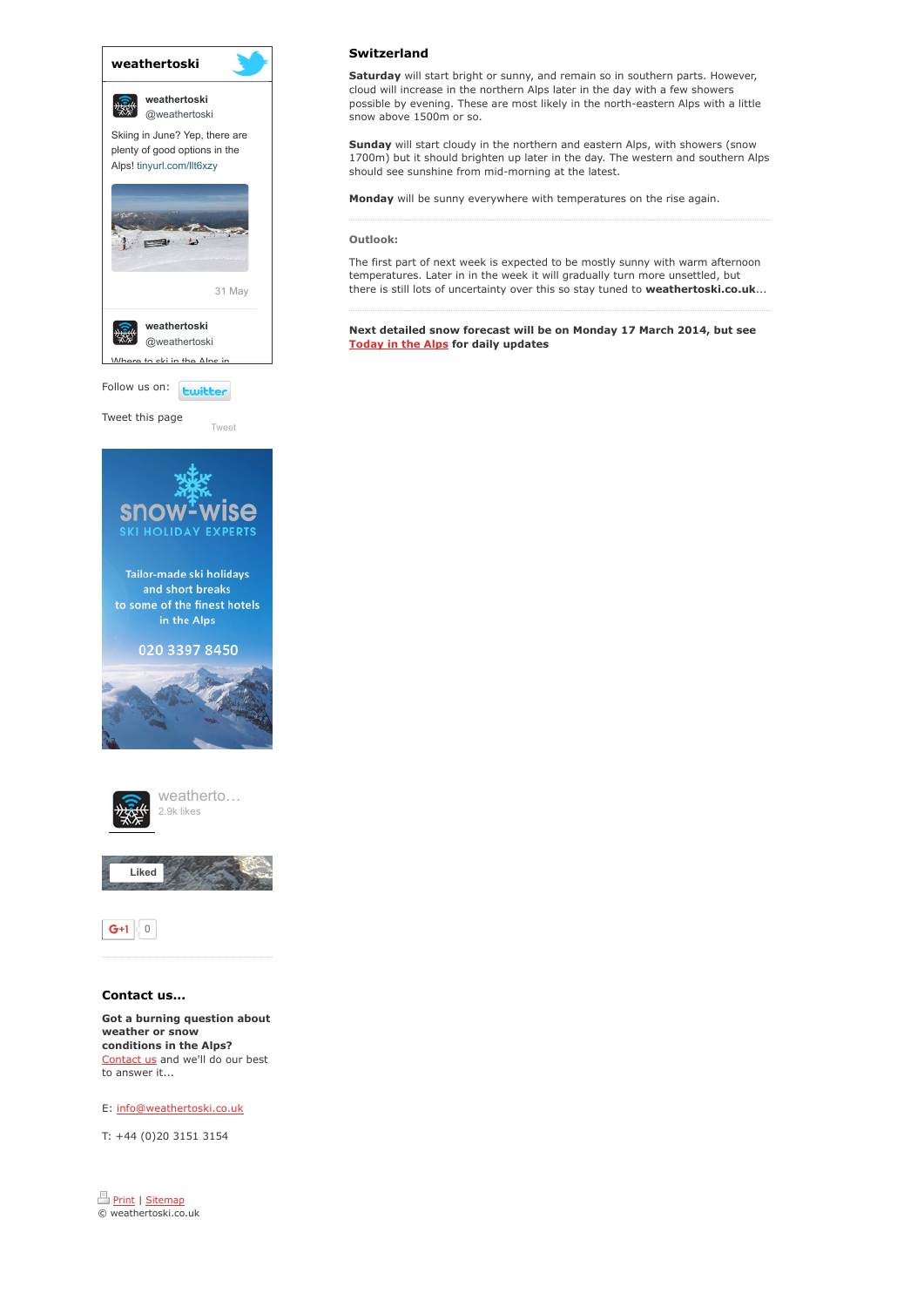## Switzerland

**Saturday** will start bright or sunny, and remain so in southern parts. However, cloud will increase in the northern Alps later in the day with a few showers possible by evening. These are most likely in the north-eastern Alps with a little snow above 1500m or so.

**Sunday** will start cloudy in the northern and eastern Alps, with showers (snow 1700m) but it should brighten up later in the day. The western and southern Alps should see sunshine from mid-morning at the latest.

**Monday** will be sunny everywhere with temperatures on the rise again.

---

**Outlook:**

The first part of next week is expected to be mostly sunny with warm afternoon temperatures. Later in in the week it will gradually turn more unsettled, but there is still lots of uncertainty over this so stay tuned to **weathertoski.co.uk**...

---

**Next detailed snow forecast will be on Monday 17 March 2014, but see Today in the Alps for daily updates**

**weathertoski**

**weathertoski** @weathertoski

Skiing in June? Yep, there are plenty of good options in the Alps! tinyurl.com/llt6xzy

31 May

**weathertoski** @weathertoski

Where to ski in the Alps in

Follow us on: twitter

Tweet this page

Tweet

snow-wise
SKI HOLIDAY EXPERTS

Tailor-made ski holidays and short breaks to some of the finest hotels in the Alps

020 3397 8450

weatherto...
2.9k likes

Liked

G+1 0

---

### Contact us...

**Got a burning question about weather or snow conditions in the Alps?**
Contact us and we'll do our best to answer it...

E: info@weathertoski.co.uk

T: +44 (0)20 3151 3154

Print | Sitemap
© weathertoski.co.uk